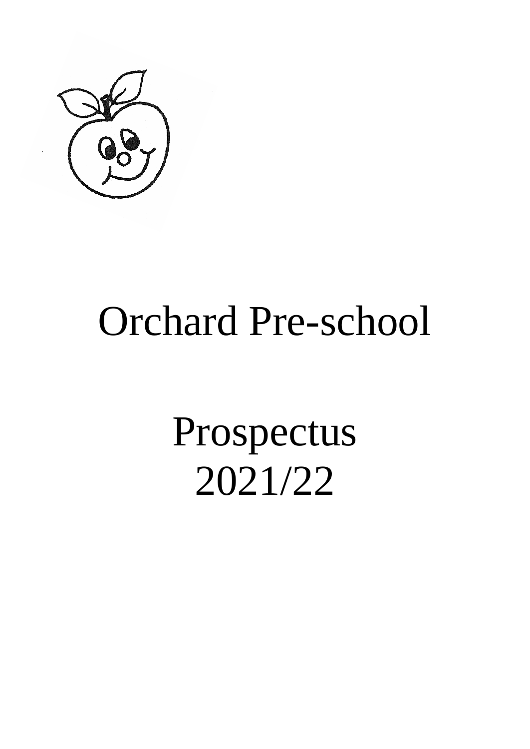# Orchard Pre-school

# Prospectus
# 2021/22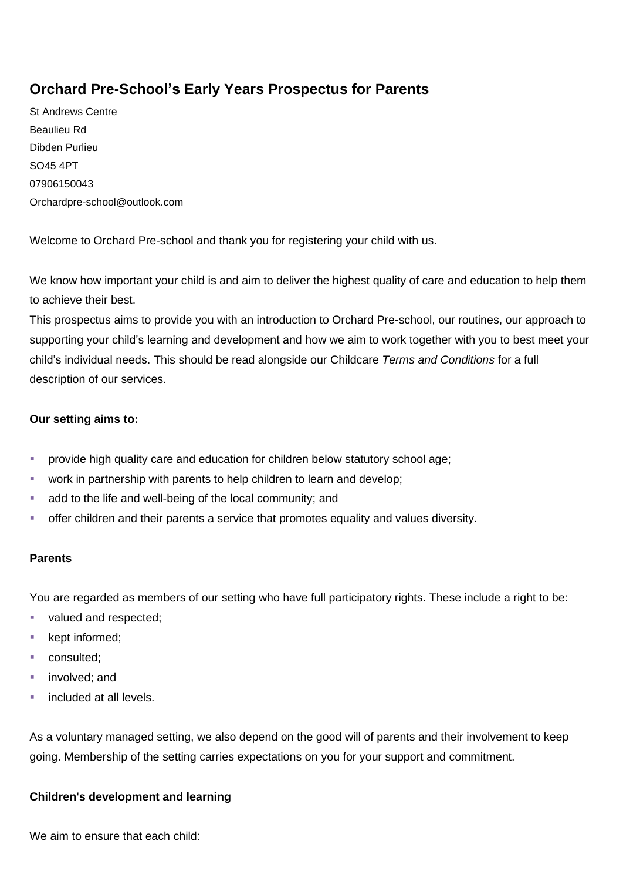# Orchard Pre-School's Early Years Prospectus for Parents

St Andrews Centre
Beaulieu Rd
Dibden Purlieu
SO45 4PT
07906150043
Orchardpre-school@outlook.com

Welcome to Orchard Pre-school and thank you for registering your child with us.

We know how important your child is and aim to deliver the highest quality of care and education to help them to achieve their best.
This prospectus aims to provide you with an introduction to Orchard Pre-school, our routines, our approach to supporting your child's learning and development and how we aim to work together with you to best meet your child's individual needs. This should be read alongside our Childcare *Terms and Conditions* for a full description of our services.

**Our setting aims to:**

- provide high quality care and education for children below statutory school age;
- work in partnership with parents to help children to learn and develop;
- add to the life and well-being of the local community; and
- offer children and their parents a service that promotes equality and values diversity.

**Parents**

You are regarded as members of our setting who have full participatory rights. These include a right to be:
- valued and respected;
- kept informed;
- consulted;
- involved; and
- included at all levels.

As a voluntary managed setting, we also depend on the good will of parents and their involvement to keep going. Membership of the setting carries expectations on you for your support and commitment.

**Children's development and learning**

We aim to ensure that each child: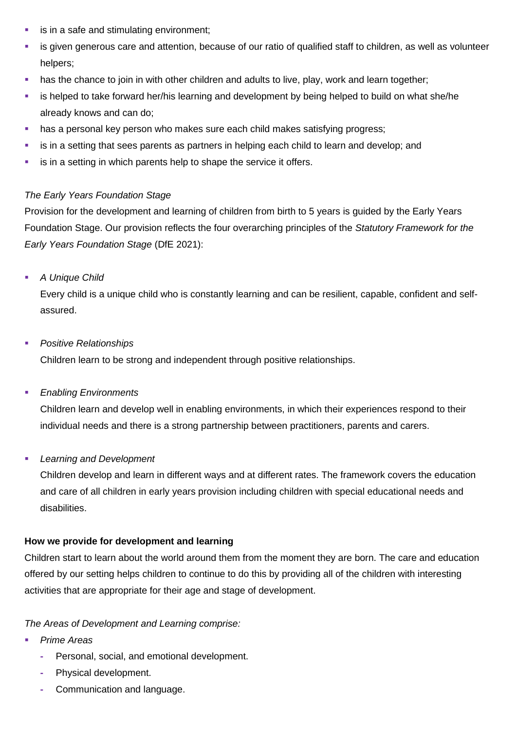- is in a safe and stimulating environment;
- is given generous care and attention, because of our ratio of qualified staff to children, as well as volunteer helpers;
- has the chance to join in with other children and adults to live, play, work and learn together;
- is helped to take forward her/his learning and development by being helped to build on what she/he already knows and can do;
- has a personal key person who makes sure each child makes satisfying progress;
- is in a setting that sees parents as partners in helping each child to learn and develop; and
- is in a setting in which parents help to shape the service it offers.

*The Early Years Foundation Stage*

Provision for the development and learning of children from birth to 5 years is guided by the Early Years Foundation Stage. Our provision reflects the four overarching principles of the *Statutory Framework for the Early Years Foundation Stage* (DfE 2021):

- *A Unique Child*

  Every child is a unique child who is constantly learning and can be resilient, capable, confident and self-assured.

- *Positive Relationships*

  Children learn to be strong and independent through positive relationships.

- *Enabling Environments*

  Children learn and develop well in enabling environments, in which their experiences respond to their individual needs and there is a strong partnership between practitioners, parents and carers.

- *Learning and Development*

  Children develop and learn in different ways and at different rates. The framework covers the education and care of all children in early years provision including children with special educational needs and disabilities.

**How we provide for development and learning**

Children start to learn about the world around them from the moment they are born. The care and education offered by our setting helps children to continue to do this by providing all of the children with interesting activities that are appropriate for their age and stage of development.

*The Areas of Development and Learning comprise:*

- *Prime Areas*
  - Personal, social, and emotional development.
  - Physical development.
  - Communication and language.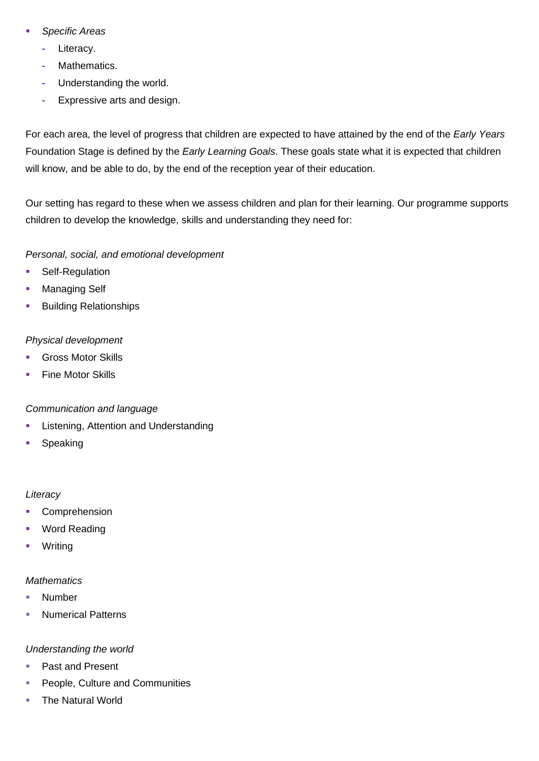- *Specific Areas*
  - Literacy.
  - Mathematics.
  - Understanding the world.
  - Expressive arts and design.

For each area, the level of progress that children are expected to have attained by the end of the *Early Years* Foundation Stage is defined by the *Early Learning Goals*. These goals state what it is expected that children will know, and be able to do, by the end of the reception year of their education.

Our setting has regard to these when we assess children and plan for their learning. Our programme supports children to develop the knowledge, skills and understanding they need for:

*Personal, social, and emotional development*

- Self-Regulation
- Managing Self
- Building Relationships

*Physical development*

- Gross Motor Skills
- Fine Motor Skills

*Communication and language*

- Listening, Attention and Understanding
- Speaking

*Literacy*

- Comprehension
- Word Reading
- Writing

*Mathematics*

- Number
- Numerical Patterns

*Understanding the world*

- Past and Present
- People, Culture and Communities
- The Natural World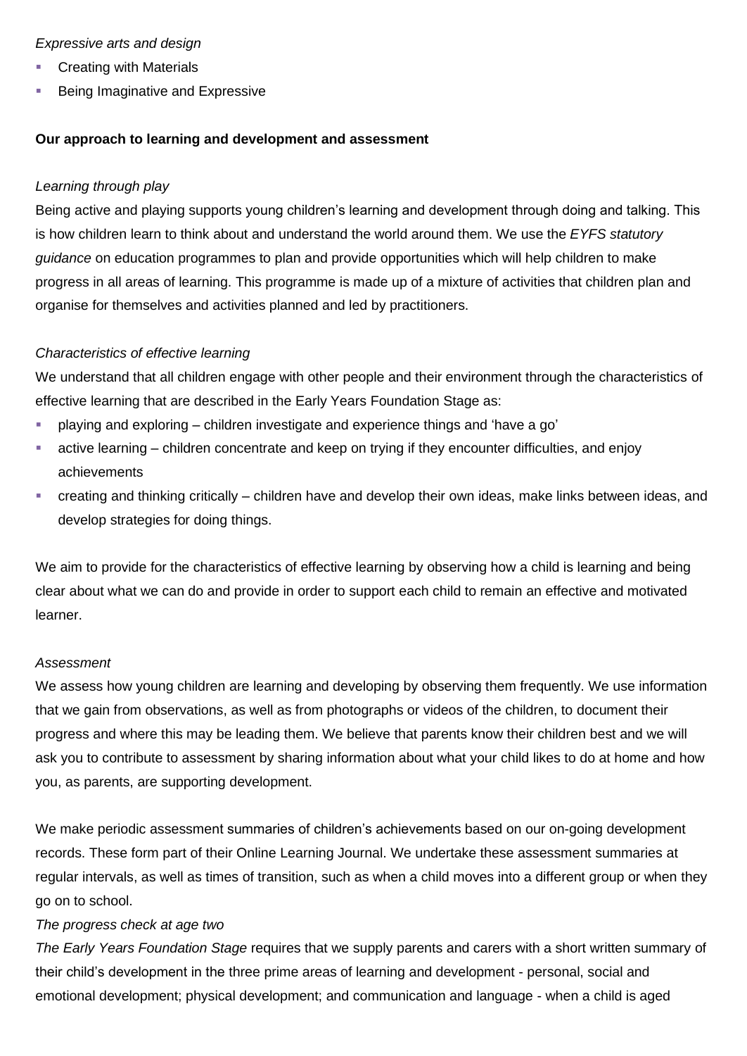*Expressive arts and design*

- Creating with Materials
- Being Imaginative and Expressive

**Our approach to learning and development and assessment**

*Learning through play*

Being active and playing supports young children's learning and development through doing and talking. This is how children learn to think about and understand the world around them. We use the *EYFS statutory guidance* on education programmes to plan and provide opportunities which will help children to make progress in all areas of learning. This programme is made up of a mixture of activities that children plan and organise for themselves and activities planned and led by practitioners.

*Characteristics of effective learning*

We understand that all children engage with other people and their environment through the characteristics of effective learning that are described in the Early Years Foundation Stage as:

- playing and exploring – children investigate and experience things and 'have a go'
- active learning – children concentrate and keep on trying if they encounter difficulties, and enjoy achievements
- creating and thinking critically – children have and develop their own ideas, make links between ideas, and develop strategies for doing things.

We aim to provide for the characteristics of effective learning by observing how a child is learning and being clear about what we can do and provide in order to support each child to remain an effective and motivated learner.

*Assessment*

We assess how young children are learning and developing by observing them frequently. We use information that we gain from observations, as well as from photographs or videos of the children, to document their progress and where this may be leading them. We believe that parents know their children best and we will ask you to contribute to assessment by sharing information about what your child likes to do at home and how you, as parents, are supporting development.

We make periodic assessment summaries of children's achievements based on our on-going development records. These form part of their Online Learning Journal. We undertake these assessment summaries at regular intervals, as well as times of transition, such as when a child moves into a different group or when they go on to school.

*The progress check at age two*

*The Early Years Foundation Stage* requires that we supply parents and carers with a short written summary of their child's development in the three prime areas of learning and development - personal, social and emotional development; physical development; and communication and language - when a child is aged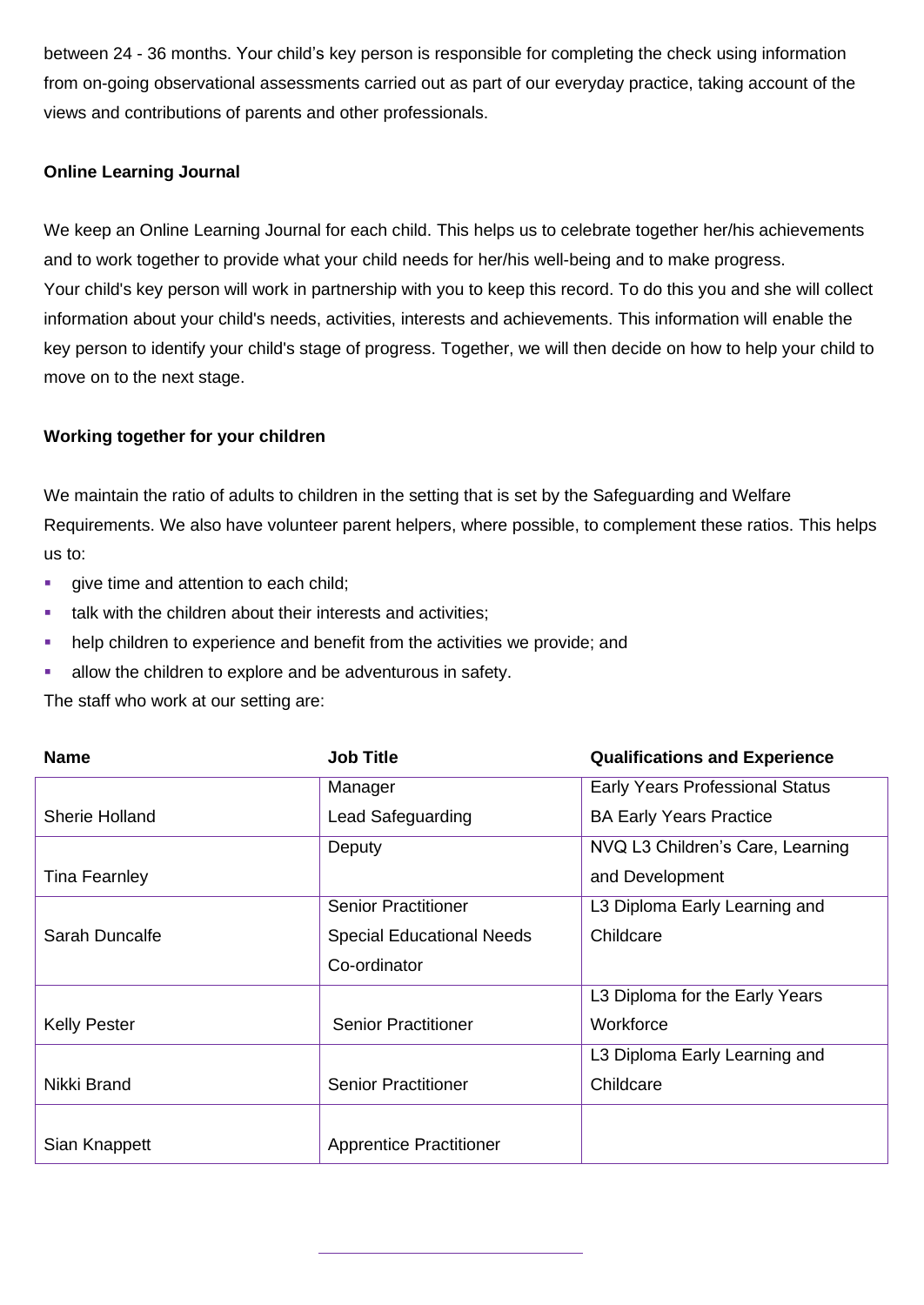between 24 - 36 months. Your child's key person is responsible for completing the check using information from on-going observational assessments carried out as part of our everyday practice, taking account of the views and contributions of parents and other professionals.

**Online Learning Journal**

We keep an Online Learning Journal for each child. This helps us to celebrate together her/his achievements and to work together to provide what your child needs for her/his well-being and to make progress.
Your child's key person will work in partnership with you to keep this record. To do this you and she will collect information about your child's needs, activities, interests and achievements. This information will enable the key person to identify your child's stage of progress. Together, we will then decide on how to help your child to move on to the next stage.

**Working together for your children**

We maintain the ratio of adults to children in the setting that is set by the Safeguarding and Welfare Requirements. We also have volunteer parent helpers, where possible, to complement these ratios. This helps us to:

- give time and attention to each child;
- talk with the children about their interests and activities;
- help children to experience and benefit from the activities we provide; and
- allow the children to explore and be adventurous in safety.

The staff who work at our setting are:

| Name | Job Title | Qualifications and Experience |
|---|---|---|
| Sherie Holland | Manager<br>Lead Safeguarding | Early Years Professional Status<br>BA Early Years Practice |
| Tina Fearnley | Deputy | NVQ L3 Children's Care, Learning and Development |
| Sarah Duncalfe | Senior Practitioner<br>Special Educational Needs Co-ordinator | L3 Diploma Early Learning and Childcare |
| Kelly Pester | Senior Practitioner | L3 Diploma for the Early Years Workforce |
| Nikki Brand | Senior Practitioner | L3 Diploma Early Learning and Childcare |
| Sian Knappett | Apprentice Practitioner | |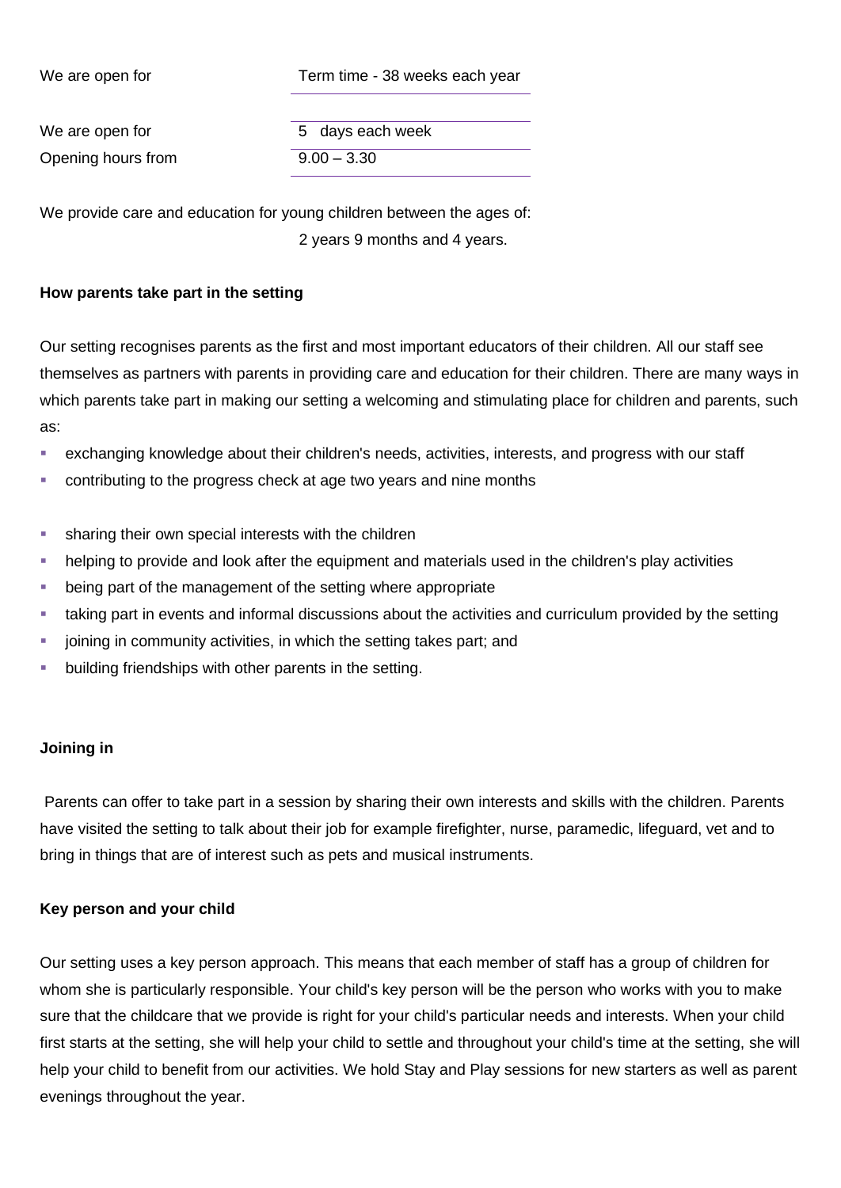| | |
|---|---|
| We are open for | Term time - 38 weeks each year |
| We are open for | 5 days each week |
| Opening hours from | 9.00 – 3.30 |

We provide care and education for young children between the ages of:

2 years 9 months and 4 years.

**How parents take part in the setting**

Our setting recognises parents as the first and most important educators of their children. All our staff see themselves as partners with parents in providing care and education for their children. There are many ways in which parents take part in making our setting a welcoming and stimulating place for children and parents, such as:

- exchanging knowledge about their children's needs, activities, interests, and progress with our staff
- contributing to the progress check at age two years and nine months
- sharing their own special interests with the children
- helping to provide and look after the equipment and materials used in the children's play activities
- being part of the management of the setting where appropriate
- taking part in events and informal discussions about the activities and curriculum provided by the setting
- joining in community activities, in which the setting takes part; and
- building friendships with other parents in the setting.

**Joining in**

Parents can offer to take part in a session by sharing their own interests and skills with the children. Parents have visited the setting to talk about their job for example firefighter, nurse, paramedic, lifeguard, vet and to bring in things that are of interest such as pets and musical instruments.

**Key person and your child**

Our setting uses a key person approach. This means that each member of staff has a group of children for whom she is particularly responsible. Your child's key person will be the person who works with you to make sure that the childcare that we provide is right for your child's particular needs and interests. When your child first starts at the setting, she will help your child to settle and throughout your child's time at the setting, she will help your child to benefit from our activities. We hold Stay and Play sessions for new starters as well as parent evenings throughout the year.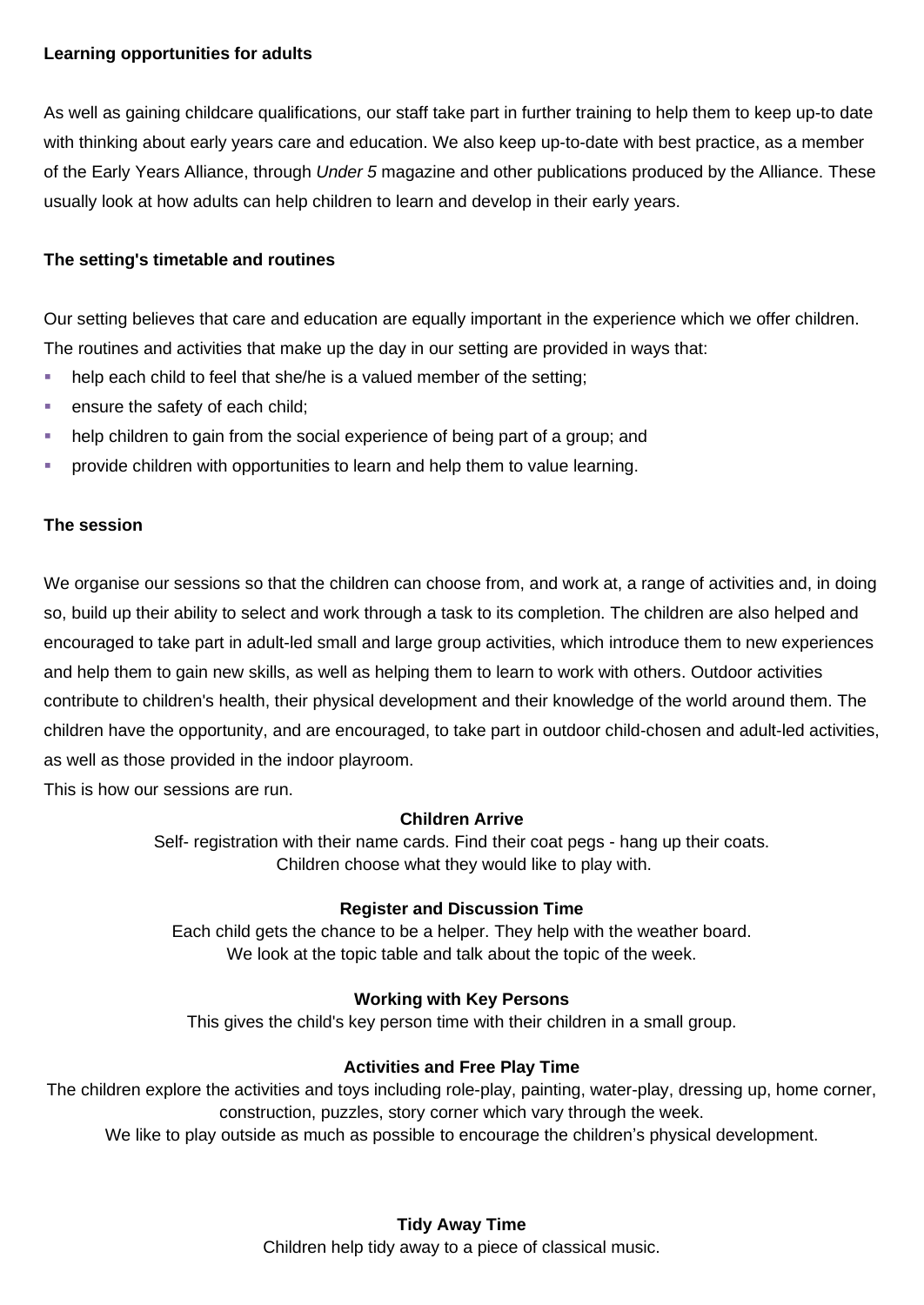**Learning opportunities for adults**

As well as gaining childcare qualifications, our staff take part in further training to help them to keep up-to date with thinking about early years care and education. We also keep up-to-date with best practice, as a member of the Early Years Alliance, through *Under 5* magazine and other publications produced by the Alliance. These usually look at how adults can help children to learn and develop in their early years.

**The setting's timetable and routines**

Our setting believes that care and education are equally important in the experience which we offer children. The routines and activities that make up the day in our setting are provided in ways that:

- help each child to feel that she/he is a valued member of the setting;
- ensure the safety of each child;
- help children to gain from the social experience of being part of a group; and
- provide children with opportunities to learn and help them to value learning.

**The session**

We organise our sessions so that the children can choose from, and work at, a range of activities and, in doing so, build up their ability to select and work through a task to its completion. The children are also helped and encouraged to take part in adult-led small and large group activities, which introduce them to new experiences and help them to gain new skills, as well as helping them to learn to work with others. Outdoor activities contribute to children's health, their physical development and their knowledge of the world around them. The children have the opportunity, and are encouraged, to take part in outdoor child-chosen and adult-led activities, as well as those provided in the indoor playroom.

This is how our sessions are run.

**Children Arrive**

Self- registration with their name cards. Find their coat pegs - hang up their coats.
Children choose what they would like to play with.

**Register and Discussion Time**

Each child gets the chance to be a helper. They help with the weather board.
We look at the topic table and talk about the topic of the week.

**Working with Key Persons**

This gives the child's key person time with their children in a small group.

**Activities and Free Play Time**

The children explore the activities and toys including role-play, painting, water-play, dressing up, home corner, construction, puzzles, story corner which vary through the week.
We like to play outside as much as possible to encourage the children's physical development.

**Tidy Away Time**

Children help tidy away to a piece of classical music.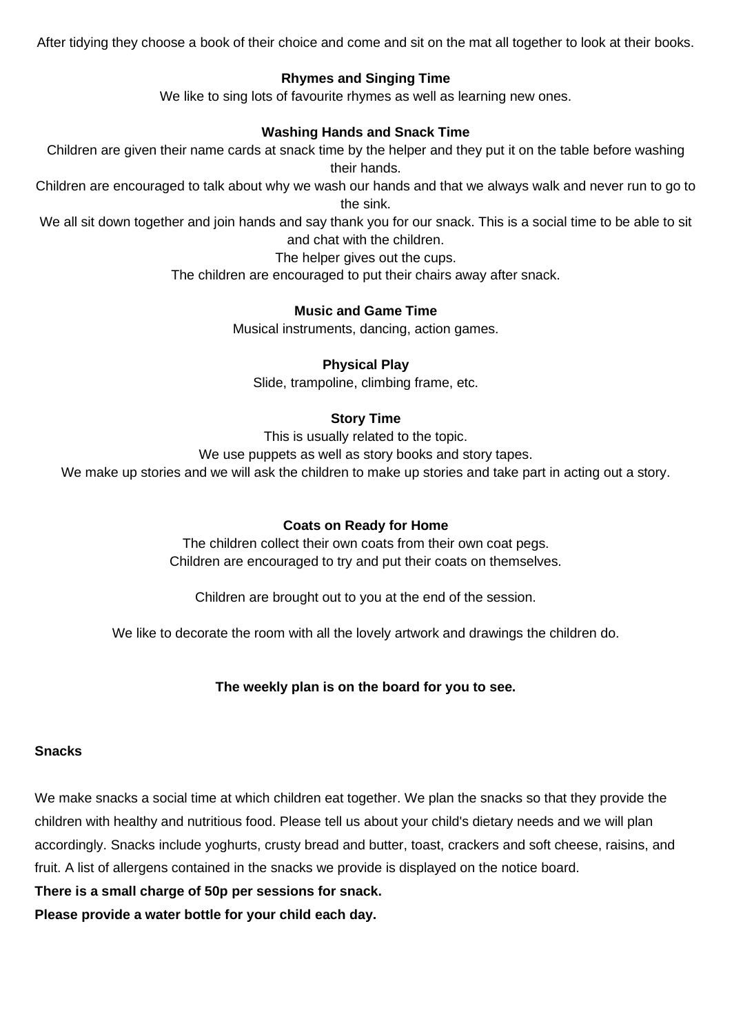After tidying they choose a book of their choice and come and sit on the mat all together to look at their books.

**Rhymes and Singing Time**

We like to sing lots of favourite rhymes as well as learning new ones.

**Washing Hands and Snack Time**

Children are given their name cards at snack time by the helper and they put it on the table before washing their hands.

Children are encouraged to talk about why we wash our hands and that we always walk and never run to go to the sink.

We all sit down together and join hands and say thank you for our snack. This is a social time to be able to sit and chat with the children.

The helper gives out the cups.

The children are encouraged to put their chairs away after snack.

**Music and Game Time**

Musical instruments, dancing, action games.

**Physical Play**

Slide, trampoline, climbing frame, etc.

**Story Time**

This is usually related to the topic.

We use puppets as well as story books and story tapes.

We make up stories and we will ask the children to make up stories and take part in acting out a story.

**Coats on Ready for Home**

The children collect their own coats from their own coat pegs.

Children are encouraged to try and put their coats on themselves.

Children are brought out to you at the end of the session.

We like to decorate the room with all the lovely artwork and drawings the children do.

**The weekly plan is on the board for you to see.**

**Snacks**

We make snacks a social time at which children eat together. We plan the snacks so that they provide the children with healthy and nutritious food. Please tell us about your child's dietary needs and we will plan accordingly. Snacks include yoghurts, crusty bread and butter, toast, crackers and soft cheese, raisins, and fruit. A list of allergens contained in the snacks we provide is displayed on the notice board.

**There is a small charge of 50p per sessions for snack.**

**Please provide a water bottle for your child each day.**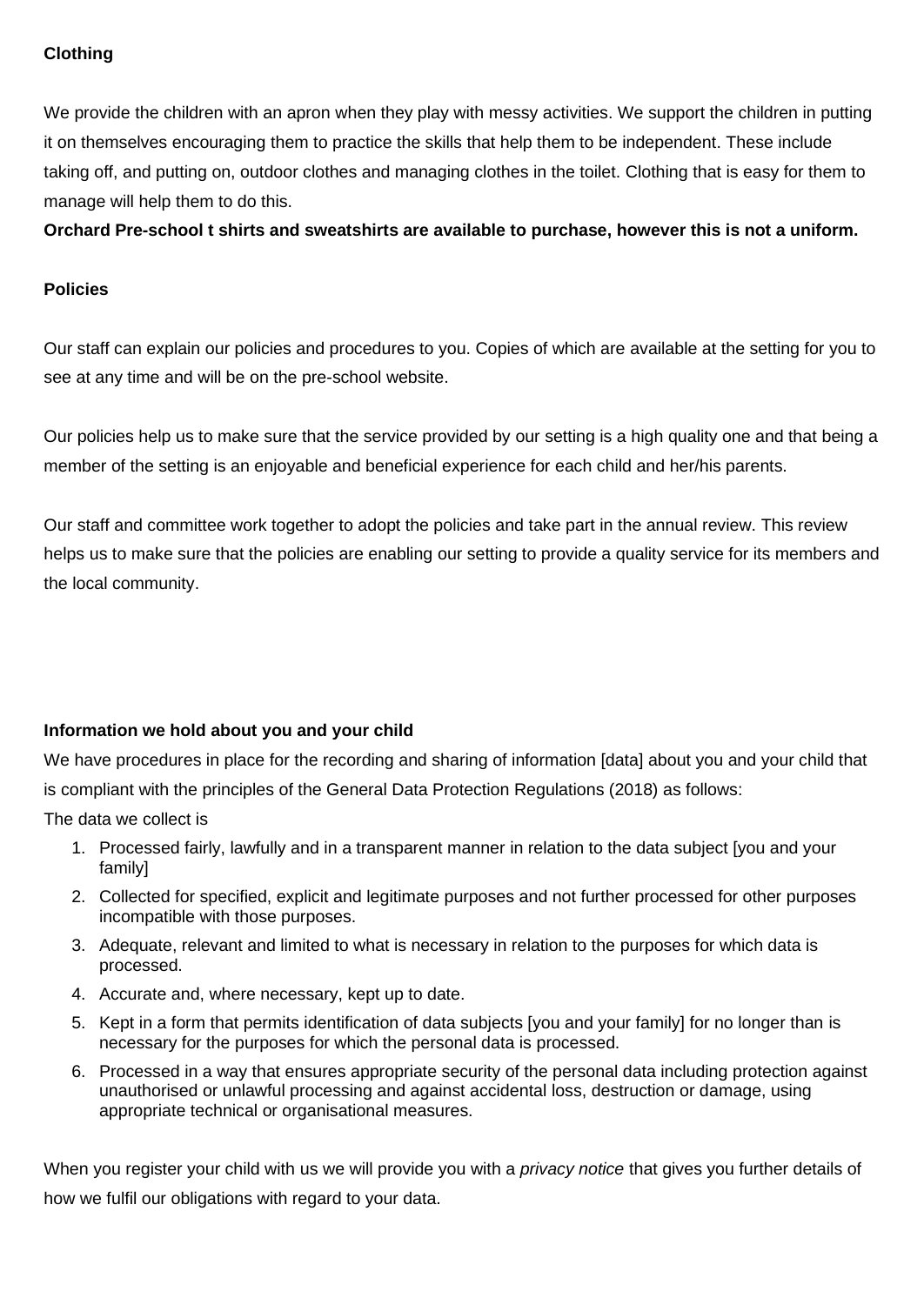**Clothing**

We provide the children with an apron when they play with messy activities. We support the children in putting it on themselves encouraging them to practice the skills that help them to be independent. These include taking off, and putting on, outdoor clothes and managing clothes in the toilet. Clothing that is easy for them to manage will help them to do this.

**Orchard Pre-school t shirts and sweatshirts are available to purchase, however this is not a uniform.**

**Policies**

Our staff can explain our policies and procedures to you. Copies of which are available at the setting for you to see at any time and will be on the pre-school website.

Our policies help us to make sure that the service provided by our setting is a high quality one and that being a member of the setting is an enjoyable and beneficial experience for each child and her/his parents.

Our staff and committee work together to adopt the policies and take part in the annual review. This review helps us to make sure that the policies are enabling our setting to provide a quality service for its members and the local community.

**Information we hold about you and your child**

We have procedures in place for the recording and sharing of information [data] about you and your child that is compliant with the principles of the General Data Protection Regulations (2018) as follows:

The data we collect is

1. Processed fairly, lawfully and in a transparent manner in relation to the data subject [you and your family]
2. Collected for specified, explicit and legitimate purposes and not further processed for other purposes incompatible with those purposes.
3. Adequate, relevant and limited to what is necessary in relation to the purposes for which data is processed.
4. Accurate and, where necessary, kept up to date.
5. Kept in a form that permits identification of data subjects [you and your family] for no longer than is necessary for the purposes for which the personal data is processed.
6. Processed in a way that ensures appropriate security of the personal data including protection against unauthorised or unlawful processing and against accidental loss, destruction or damage, using appropriate technical or organisational measures.

When you register your child with us we will provide you with a *privacy notice* that gives you further details of how we fulfil our obligations with regard to your data.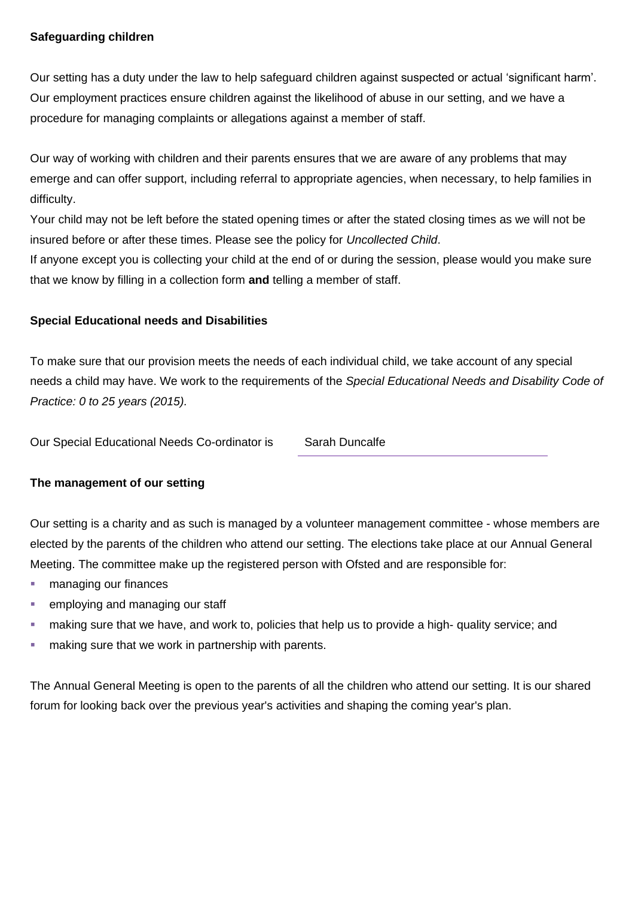**Safeguarding children**

Our setting has a duty under the law to help safeguard children against suspected or actual 'significant harm'. Our employment practices ensure children against the likelihood of abuse in our setting, and we have a procedure for managing complaints or allegations against a member of staff.

Our way of working with children and their parents ensures that we are aware of any problems that may emerge and can offer support, including referral to appropriate agencies, when necessary, to help families in difficulty.

Your child may not be left before the stated opening times or after the stated closing times as we will not be insured before or after these times. Please see the policy for *Uncollected Child*.

If anyone except you is collecting your child at the end of or during the session, please would you make sure that we know by filling in a collection form **and** telling a member of staff.

**Special Educational needs and Disabilities**

To make sure that our provision meets the needs of each individual child, we take account of any special needs a child may have. We work to the requirements of the *Special Educational Needs and Disability Code of Practice: 0 to 25 years (2015).*

Our Special Educational Needs Co-ordinator is Sarah Duncalfe

**The management of our setting**

Our setting is a charity and as such is managed by a volunteer management committee - whose members are elected by the parents of the children who attend our setting. The elections take place at our Annual General Meeting. The committee make up the registered person with Ofsted and are responsible for:

- managing our finances
- employing and managing our staff
- making sure that we have, and work to, policies that help us to provide a high- quality service; and
- making sure that we work in partnership with parents.

The Annual General Meeting is open to the parents of all the children who attend our setting. It is our shared forum for looking back over the previous year's activities and shaping the coming year's plan.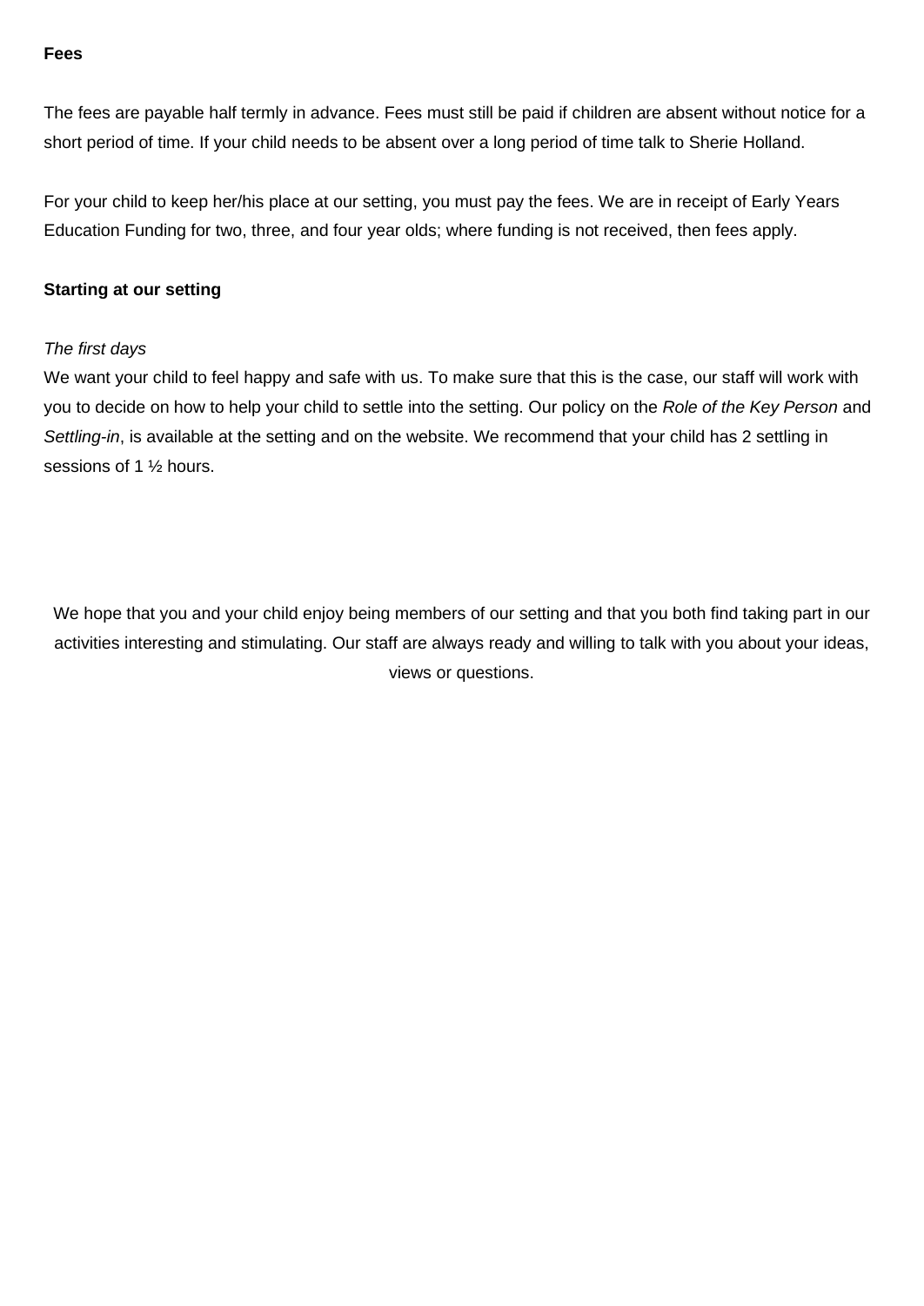**Fees**

The fees are payable half termly in advance. Fees must still be paid if children are absent without notice for a short period of time. If your child needs to be absent over a long period of time talk to Sherie Holland.

For your child to keep her/his place at our setting, you must pay the fees. We are in receipt of Early Years Education Funding for two, three, and four year olds; where funding is not received, then fees apply.

**Starting at our setting**

*The first days*

We want your child to feel happy and safe with us. To make sure that this is the case, our staff will work with you to decide on how to help your child to settle into the setting. Our policy on the *Role of the Key Person* and *Settling-in*, is available at the setting and on the website. We recommend that your child has 2 settling in sessions of 1 ½ hours.

We hope that you and your child enjoy being members of our setting and that you both find taking part in our activities interesting and stimulating. Our staff are always ready and willing to talk with you about your ideas, views or questions.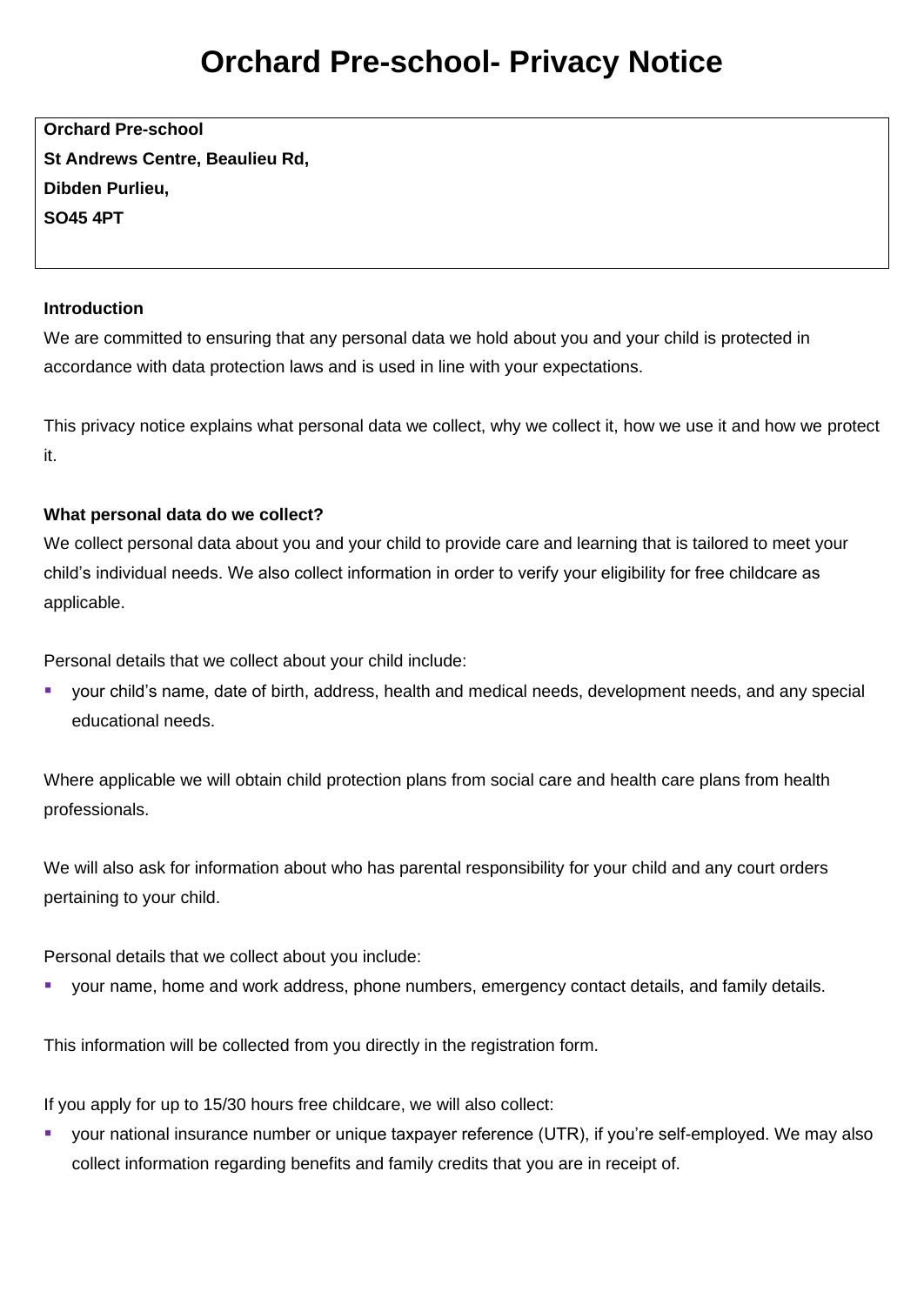# Orchard Pre-school- Privacy Notice

**Orchard Pre-school**
**St Andrews Centre, Beaulieu Rd,**
**Dibden Purlieu,**
**SO45 4PT**

**Introduction**

We are committed to ensuring that any personal data we hold about you and your child is protected in accordance with data protection laws and is used in line with your expectations.

This privacy notice explains what personal data we collect, why we collect it, how we use it and how we protect it.

**What personal data do we collect?**

We collect personal data about you and your child to provide care and learning that is tailored to meet your child's individual needs. We also collect information in order to verify your eligibility for free childcare as applicable.

Personal details that we collect about your child include:

- your child's name, date of birth, address, health and medical needs, development needs, and any special educational needs.

Where applicable we will obtain child protection plans from social care and health care plans from health professionals.

We will also ask for information about who has parental responsibility for your child and any court orders pertaining to your child.

Personal details that we collect about you include:

- your name, home and work address, phone numbers, emergency contact details, and family details.

This information will be collected from you directly in the registration form.

If you apply for up to 15/30 hours free childcare, we will also collect:

- your national insurance number or unique taxpayer reference (UTR), if you're self-employed. We may also collect information regarding benefits and family credits that you are in receipt of.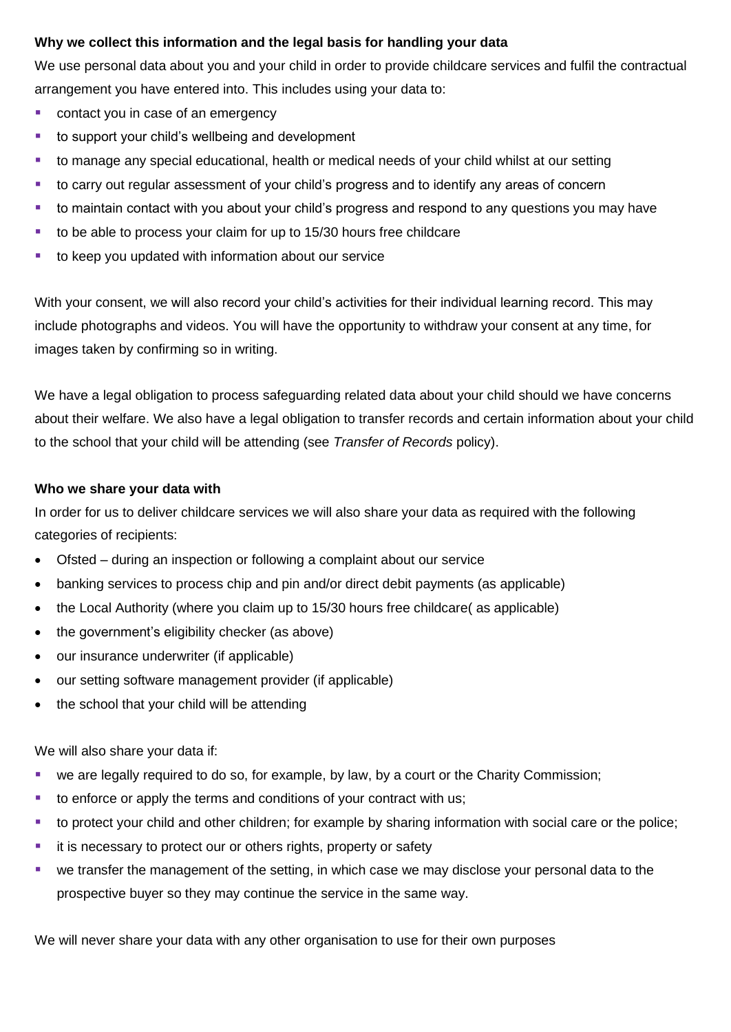**Why we collect this information and the legal basis for handling your data**

We use personal data about you and your child in order to provide childcare services and fulfil the contractual arrangement you have entered into. This includes using your data to:

- contact you in case of an emergency
- to support your child's wellbeing and development
- to manage any special educational, health or medical needs of your child whilst at our setting
- to carry out regular assessment of your child's progress and to identify any areas of concern
- to maintain contact with you about your child's progress and respond to any questions you may have
- to be able to process your claim for up to 15/30 hours free childcare
- to keep you updated with information about our service

With your consent, we will also record your child's activities for their individual learning record. This may include photographs and videos. You will have the opportunity to withdraw your consent at any time, for images taken by confirming so in writing.

We have a legal obligation to process safeguarding related data about your child should we have concerns about their welfare. We also have a legal obligation to transfer records and certain information about your child to the school that your child will be attending (see *Transfer of Records* policy).

**Who we share your data with**

In order for us to deliver childcare services we will also share your data as required with the following categories of recipients:

- Ofsted – during an inspection or following a complaint about our service
- banking services to process chip and pin and/or direct debit payments (as applicable)
- the Local Authority (where you claim up to 15/30 hours free childcare( as applicable)
- the government's eligibility checker (as above)
- our insurance underwriter (if applicable)
- our setting software management provider (if applicable)
- the school that your child will be attending

We will also share your data if:

- we are legally required to do so, for example, by law, by a court or the Charity Commission;
- to enforce or apply the terms and conditions of your contract with us;
- to protect your child and other children; for example by sharing information with social care or the police;
- it is necessary to protect our or others rights, property or safety
- we transfer the management of the setting, in which case we may disclose your personal data to the prospective buyer so they may continue the service in the same way.

We will never share your data with any other organisation to use for their own purposes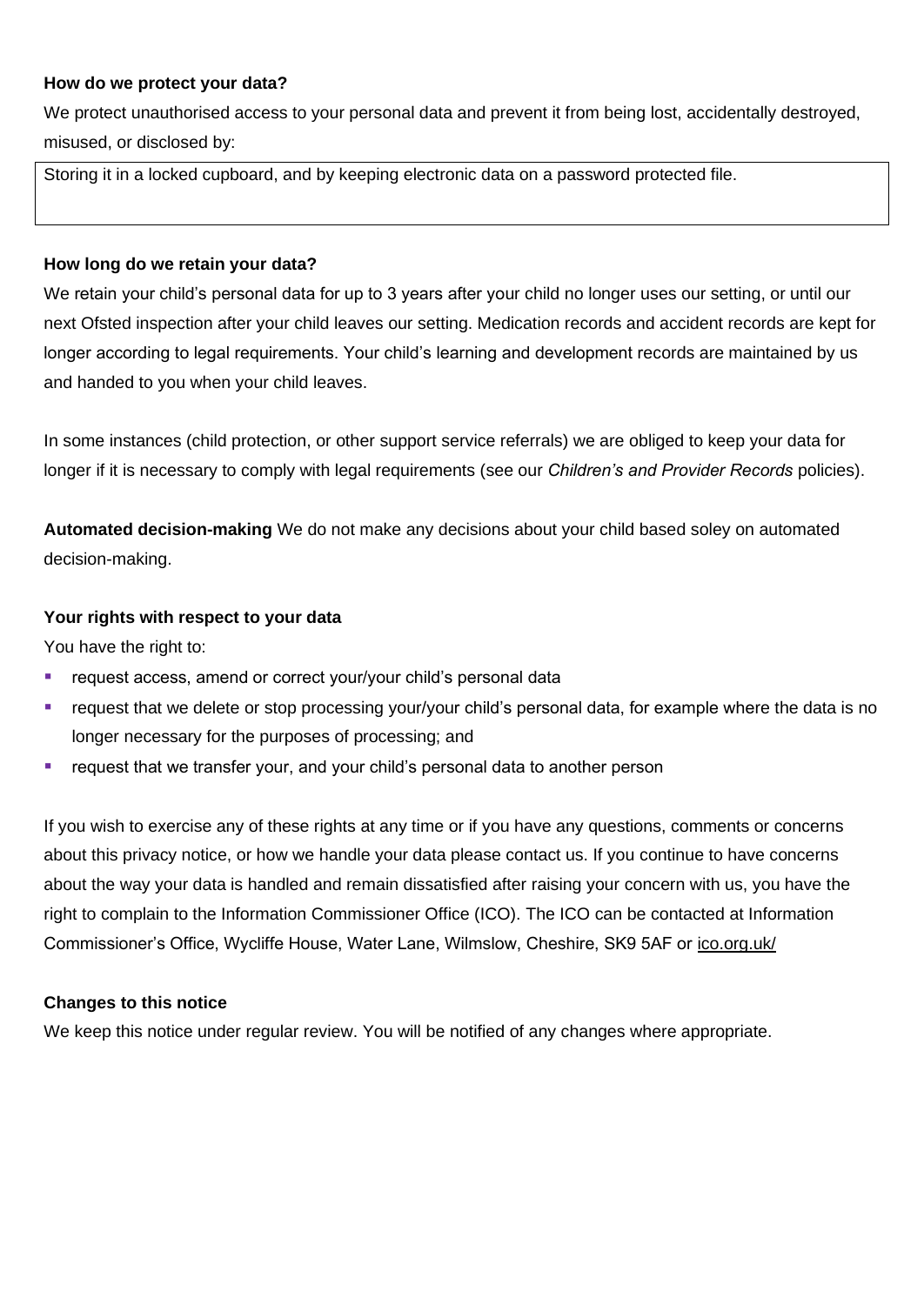**How do we protect your data?**

We protect unauthorised access to your personal data and prevent it from being lost, accidentally destroyed, misused, or disclosed by:

| |
|---|
| Storing it in a locked cupboard, and by keeping electronic data on a password protected file. |

**How long do we retain your data?**

We retain your child's personal data for up to 3 years after your child no longer uses our setting, or until our next Ofsted inspection after your child leaves our setting. Medication records and accident records are kept for longer according to legal requirements. Your child's learning and development records are maintained by us and handed to you when your child leaves.

In some instances (child protection, or other support service referrals) we are obliged to keep your data for longer if it is necessary to comply with legal requirements (see our *Children's and Provider Records* policies).

**Automated decision-making** We do not make any decisions about your child based soley on automated decision-making.

**Your rights with respect to your data**

You have the right to:

- request access, amend or correct your/your child's personal data
- request that we delete or stop processing your/your child's personal data, for example where the data is no longer necessary for the purposes of processing; and
- request that we transfer your, and your child's personal data to another person

If you wish to exercise any of these rights at any time or if you have any questions, comments or concerns about this privacy notice, or how we handle your data please contact us. If you continue to have concerns about the way your data is handled and remain dissatisfied after raising your concern with us, you have the right to complain to the Information Commissioner Office (ICO). The ICO can be contacted at Information Commissioner's Office, Wycliffe House, Water Lane, Wilmslow, Cheshire, SK9 5AF or ico.org.uk/

**Changes to this notice**

We keep this notice under regular review. You will be notified of any changes where appropriate.